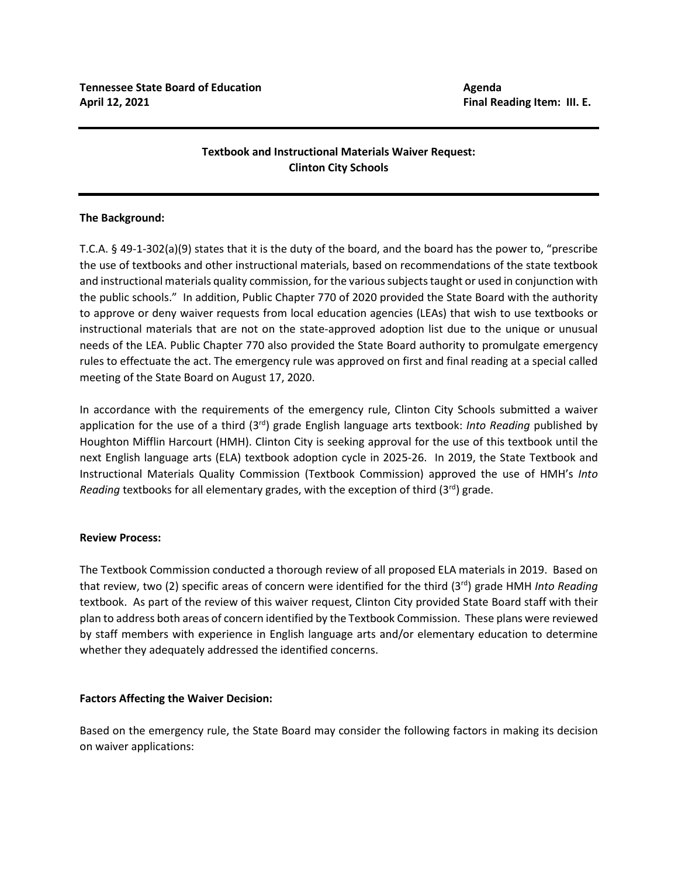**Tennessee State Board of Education**  
**April 12, 2021**

**Agenda**  
**Final Reading Item: III. E.**

---

**Textbook and Instructional Materials Waiver Request:**  
**Clinton City Schools**

---

**The Background:**

T.C.A. § 49-1-302(a)(9) states that it is the duty of the board, and the board has the power to, "prescribe the use of textbooks and other instructional materials, based on recommendations of the state textbook and instructional materials quality commission, for the various subjects taught or used in conjunction with the public schools." In addition, Public Chapter 770 of 2020 provided the State Board with the authority to approve or deny waiver requests from local education agencies (LEAs) that wish to use textbooks or instructional materials that are not on the state-approved adoption list due to the unique or unusual needs of the LEA. Public Chapter 770 also provided the State Board authority to promulgate emergency rules to effectuate the act. The emergency rule was approved on first and final reading at a special called meeting of the State Board on August 17, 2020.

In accordance with the requirements of the emergency rule, Clinton City Schools submitted a waiver application for the use of a third (3rd) grade English language arts textbook: *Into Reading* published by Houghton Mifflin Harcourt (HMH). Clinton City is seeking approval for the use of this textbook until the next English language arts (ELA) textbook adoption cycle in 2025-26. In 2019, the State Textbook and Instructional Materials Quality Commission (Textbook Commission) approved the use of HMH's *Into Reading* textbooks for all elementary grades, with the exception of third (3rd) grade.

**Review Process:**

The Textbook Commission conducted a thorough review of all proposed ELA materials in 2019. Based on that review, two (2) specific areas of concern were identified for the third (3rd) grade HMH *Into Reading* textbook. As part of the review of this waiver request, Clinton City provided State Board staff with their plan to address both areas of concern identified by the Textbook Commission. These plans were reviewed by staff members with experience in English language arts and/or elementary education to determine whether they adequately addressed the identified concerns.

**Factors Affecting the Waiver Decision:**

Based on the emergency rule, the State Board may consider the following factors in making its decision on waiver applications: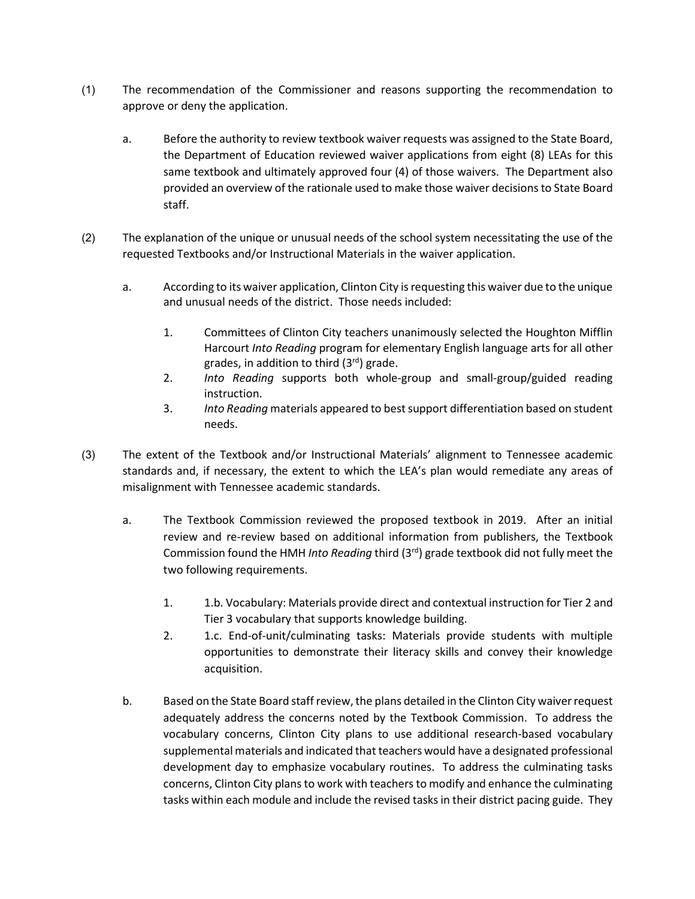(1) The recommendation of the Commissioner and reasons supporting the recommendation to approve or deny the application.

   a. Before the authority to review textbook waiver requests was assigned to the State Board, the Department of Education reviewed waiver applications from eight (8) LEAs for this same textbook and ultimately approved four (4) of those waivers. The Department also provided an overview of the rationale used to make those waiver decisions to State Board staff.

(2) The explanation of the unique or unusual needs of the school system necessitating the use of the requested Textbooks and/or Instructional Materials in the waiver application.

   a. According to its waiver application, Clinton City is requesting this waiver due to the unique and unusual needs of the district. Those needs included:

      1. Committees of Clinton City teachers unanimously selected the Houghton Mifflin Harcourt *Into Reading* program for elementary English language arts for all other grades, in addition to third (3rd) grade.
      2. *Into Reading* supports both whole-group and small-group/guided reading instruction.
      3. *Into Reading* materials appeared to best support differentiation based on student needs.

(3) The extent of the Textbook and/or Instructional Materials' alignment to Tennessee academic standards and, if necessary, the extent to which the LEA's plan would remediate any areas of misalignment with Tennessee academic standards.

   a. The Textbook Commission reviewed the proposed textbook in 2019. After an initial review and re-review based on additional information from publishers, the Textbook Commission found the HMH *Into Reading* third (3rd) grade textbook did not fully meet the two following requirements.

      1. 1.b. Vocabulary: Materials provide direct and contextual instruction for Tier 2 and Tier 3 vocabulary that supports knowledge building.
      2. 1.c. End-of-unit/culminating tasks: Materials provide students with multiple opportunities to demonstrate their literacy skills and convey their knowledge acquisition.

   b. Based on the State Board staff review, the plans detailed in the Clinton City waiver request adequately address the concerns noted by the Textbook Commission. To address the vocabulary concerns, Clinton City plans to use additional research-based vocabulary supplemental materials and indicated that teachers would have a designated professional development day to emphasize vocabulary routines. To address the culminating tasks concerns, Clinton City plans to work with teachers to modify and enhance the culminating tasks within each module and include the revised tasks in their district pacing guide. They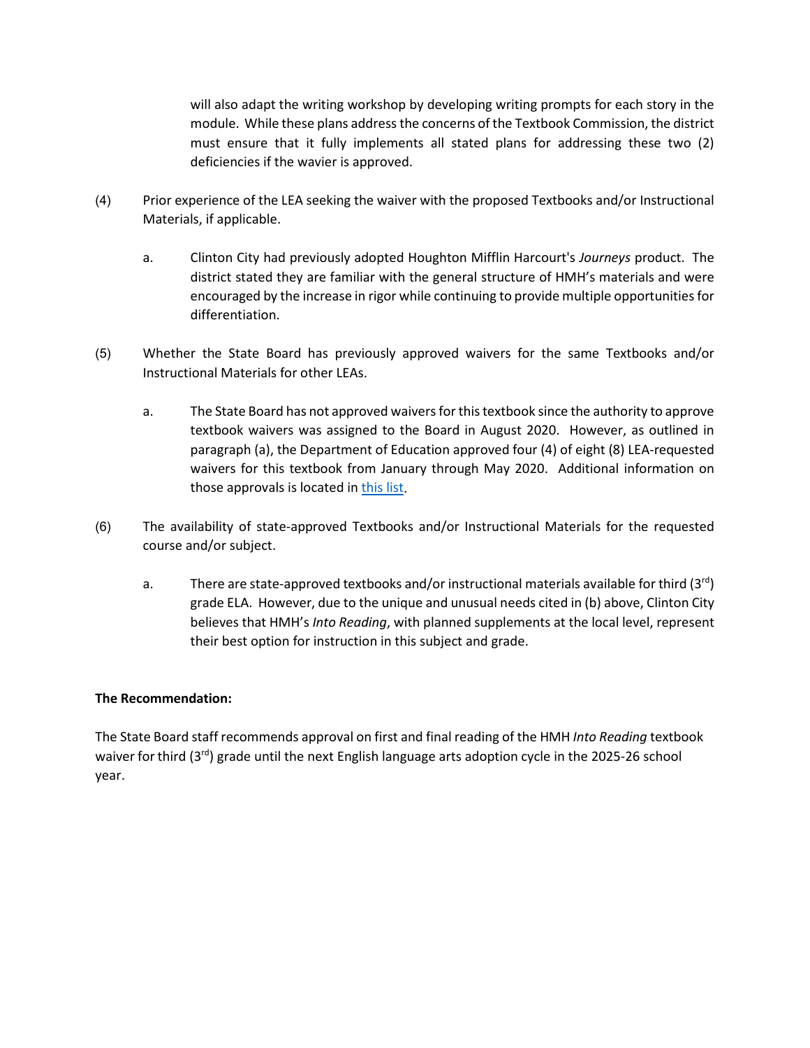will also adapt the writing workshop by developing writing prompts for each story in the module. While these plans address the concerns of the Textbook Commission, the district must ensure that it fully implements all stated plans for addressing these two (2) deficiencies if the wavier is approved.

(4) Prior experience of the LEA seeking the waiver with the proposed Textbooks and/or Instructional Materials, if applicable.

a. Clinton City had previously adopted Houghton Mifflin Harcourt's *Journeys* product. The district stated they are familiar with the general structure of HMH's materials and were encouraged by the increase in rigor while continuing to provide multiple opportunities for differentiation.

(5) Whether the State Board has previously approved waivers for the same Textbooks and/or Instructional Materials for other LEAs.

a. The State Board has not approved waivers for this textbook since the authority to approve textbook waivers was assigned to the Board in August 2020. However, as outlined in paragraph (a), the Department of Education approved four (4) of eight (8) LEA-requested waivers for this textbook from January through May 2020. Additional information on those approvals is located in this list.

(6) The availability of state-approved Textbooks and/or Instructional Materials for the requested course and/or subject.

a. There are state-approved textbooks and/or instructional materials available for third (3rd) grade ELA. However, due to the unique and unusual needs cited in (b) above, Clinton City believes that HMH's *Into Reading*, with planned supplements at the local level, represent their best option for instruction in this subject and grade.

**The Recommendation:**

The State Board staff recommends approval on first and final reading of the HMH *Into Reading* textbook waiver for third (3rd) grade until the next English language arts adoption cycle in the 2025-26 school year.